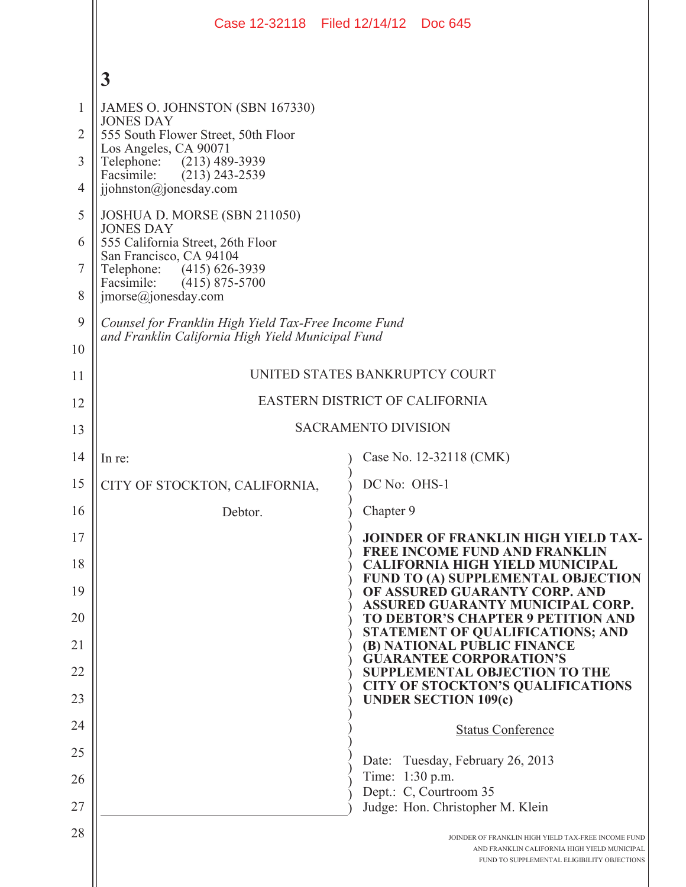3

JAMES O. JOHNSTON (SBN 167330)
JONES DAY
555 South Flower Street, 50th Floor
Los Angeles, CA 90071
Telephone: (213) 489-3939
Facsimile: (213) 243-2539
jjohnston@jonesday.com

JOSHUA D. MORSE (SBN 211050)
JONES DAY
555 California Street, 26th Floor
San Francisco, CA 94104
Telephone: (415) 626-3939
Facsimile: (415) 875-5700
jmorse@jonesday.com

*Counsel for Franklin High Yield Tax-Free Income Fund and Franklin California High Yield Municipal Fund*

UNITED STATES BANKRUPTCY COURT

EASTERN DISTRICT OF CALIFORNIA

SACRAMENTO DIVISION

In re:

CITY OF STOCKTON, CALIFORNIA,

Debtor.

Case No. 12-32118 (CMK)

DC No: OHS-1

Chapter 9

**JOINDER OF FRANKLIN HIGH YIELD TAX-FREE INCOME FUND AND FRANKLIN CALIFORNIA HIGH YIELD MUNICIPAL FUND TO (A) SUPPLEMENTAL OBJECTION OF ASSURED GUARANTY CORP. AND ASSURED GUARANTY MUNICIPAL CORP. TO DEBTOR'S CHAPTER 9 PETITION AND STATEMENT OF QUALIFICATIONS; AND (B) NATIONAL PUBLIC FINANCE GUARANTEE CORPORATION'S SUPPLEMENTAL OBJECTION TO THE CITY OF STOCKTON'S QUALIFICATIONS UNDER SECTION 109(c)**

Status Conference

Date: Tuesday, February 26, 2013
Time: 1:30 p.m.
Dept.: C, Courtroom 35
Judge: Hon. Christopher M. Klein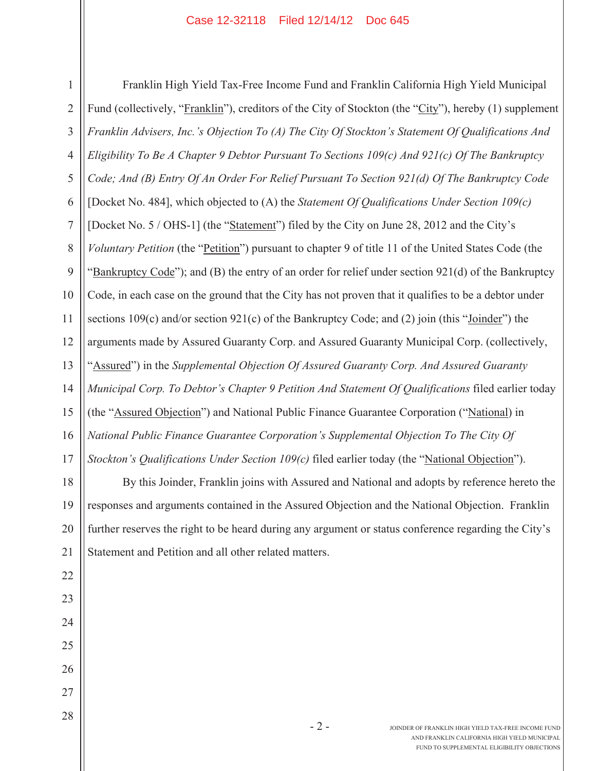Franklin High Yield Tax-Free Income Fund and Franklin California High Yield Municipal Fund (collectively, "Franklin"), creditors of the City of Stockton (the "City"), hereby (1) supplement *Franklin Advisers, Inc.'s Objection To (A) The City Of Stockton's Statement Of Qualifications And Eligibility To Be A Chapter 9 Debtor Pursuant To Sections 109(c) And 921(c) Of The Bankruptcy Code; And (B) Entry Of An Order For Relief Pursuant To Section 921(d) Of The Bankruptcy Code* [Docket No. 484], which objected to (A) the *Statement Of Qualifications Under Section 109(c)* [Docket No. 5 / OHS-1] (the "Statement") filed by the City on June 28, 2012 and the City's *Voluntary Petition* (the "Petition") pursuant to chapter 9 of title 11 of the United States Code (the "Bankruptcy Code"); and (B) the entry of an order for relief under section 921(d) of the Bankruptcy Code, in each case on the ground that the City has not proven that it qualifies to be a debtor under sections 109(c) and/or section 921(c) of the Bankruptcy Code; and (2) join (this "Joinder") the arguments made by Assured Guaranty Corp. and Assured Guaranty Municipal Corp. (collectively, "Assured") in the *Supplemental Objection Of Assured Guaranty Corp. And Assured Guaranty Municipal Corp. To Debtor's Chapter 9 Petition And Statement Of Qualifications* filed earlier today (the "Assured Objection") and National Public Finance Guarantee Corporation ("National) in *National Public Finance Guarantee Corporation's Supplemental Objection To The City Of Stockton's Qualifications Under Section 109(c)* filed earlier today (the "National Objection").

By this Joinder, Franklin joins with Assured and National and adopts by reference hereto the responses and arguments contained in the Assured Objection and the National Objection. Franklin further reserves the right to be heard during any argument or status conference regarding the City's Statement and Petition and all other related matters.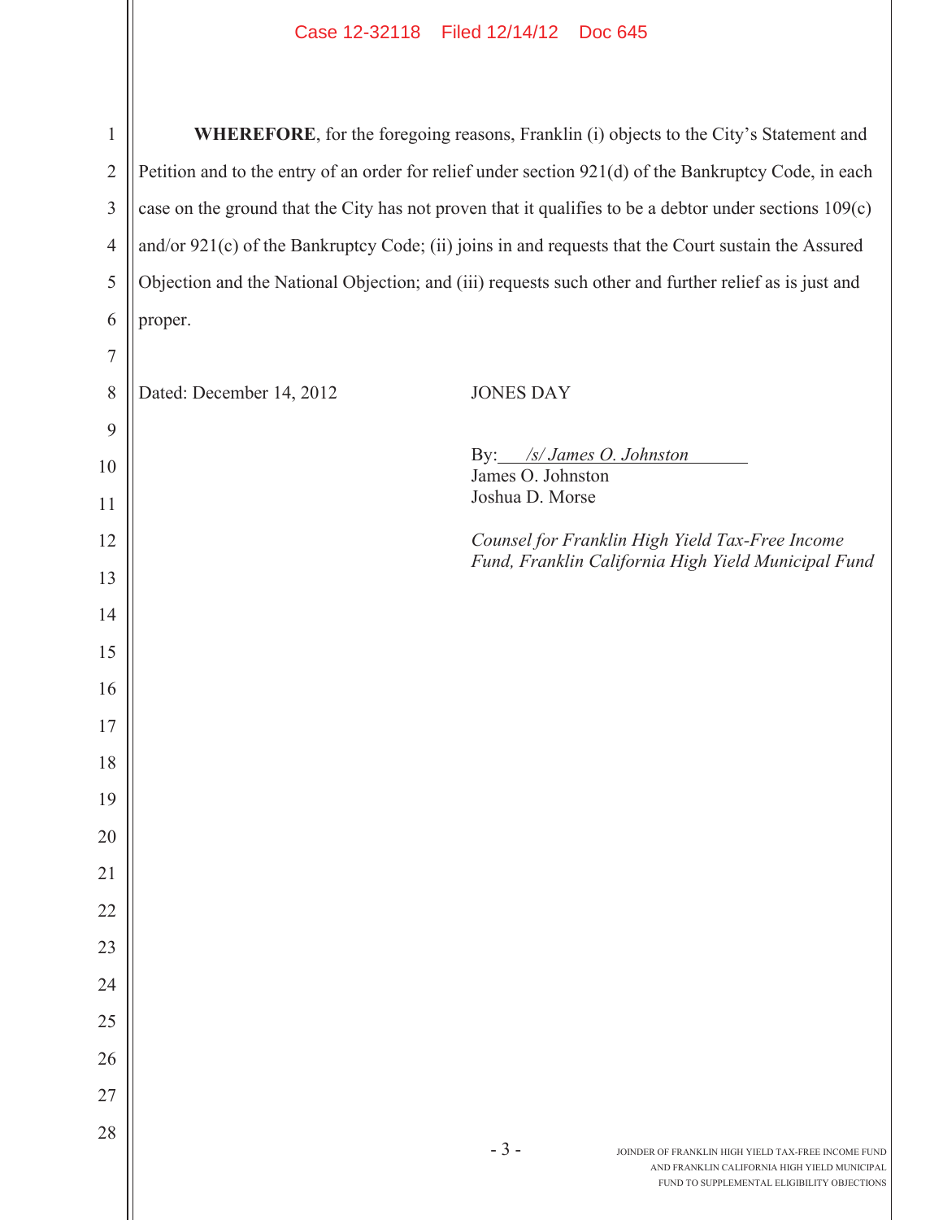**WHEREFORE**, for the foregoing reasons, Franklin (i) objects to the City's Statement and Petition and to the entry of an order for relief under section 921(d) of the Bankruptcy Code, in each case on the ground that the City has not proven that it qualifies to be a debtor under sections 109(c) and/or 921(c) of the Bankruptcy Code; (ii) joins in and requests that the Court sustain the Assured Objection and the National Objection; and (iii) requests such other and further relief as is just and proper.

Dated: December 14, 2012

JONES DAY

By: */s/ James O. Johnston*
James O. Johnston
Joshua D. Morse

*Counsel for Franklin High Yield Tax-Free Income Fund, Franklin California High Yield Municipal Fund*